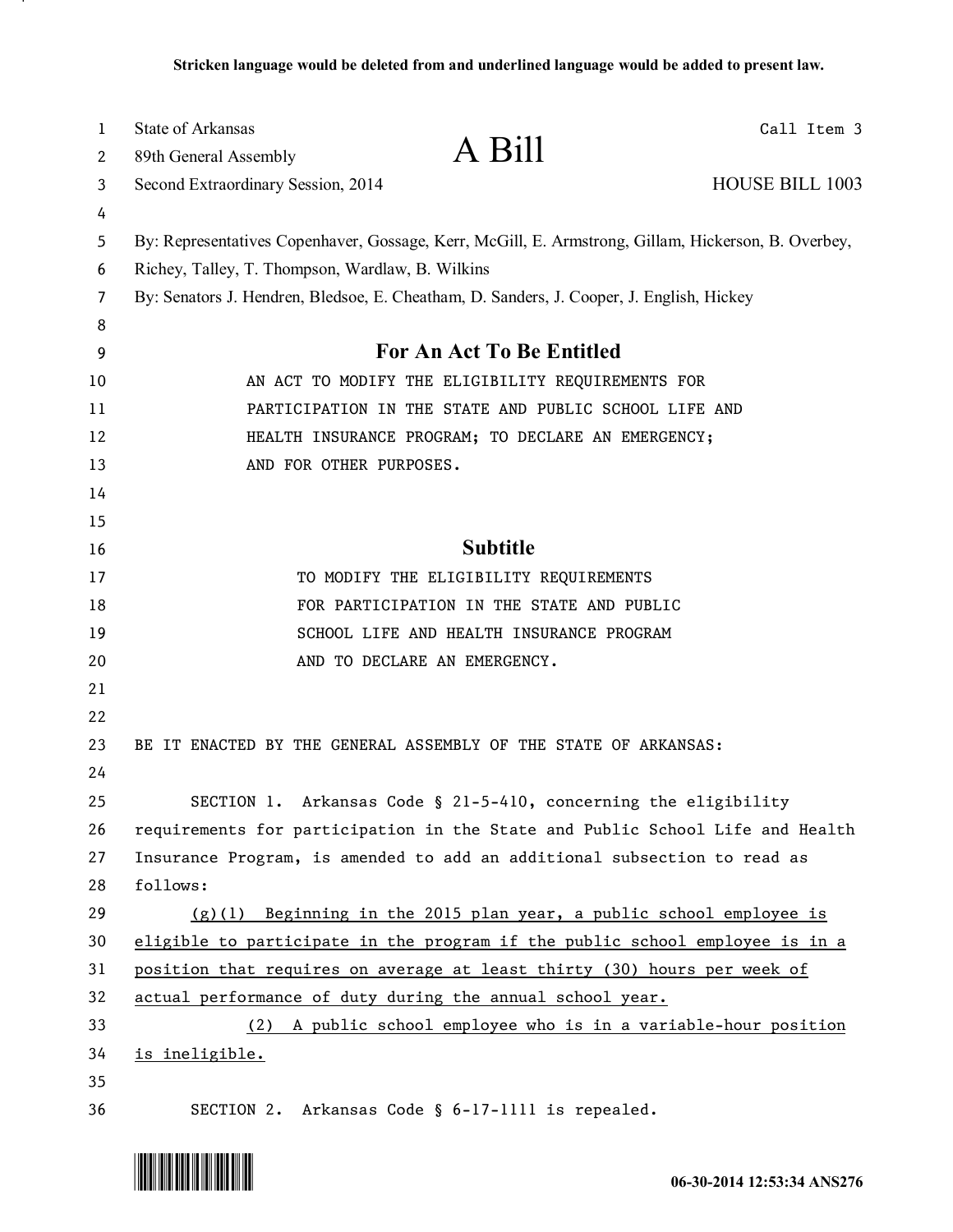Stricken language would be deleted from and underlined language would be added to present law.

State of Arkansas
89th General Assembly
Second Extraordinary Session, 2014

# A Bill

Call Item 3

HOUSE BILL 1003

By: Representatives Copenhaver, Gossage, Kerr, McGill, E. Armstrong, Gillam, Hickerson, B. Overbey, Richey, Talley, T. Thompson, Wardlaw, B. Wilkins

By: Senators J. Hendren, Bledsoe, E. Cheatham, D. Sanders, J. Cooper, J. English, Hickey

## For An Act To Be Entitled

AN ACT TO MODIFY THE ELIGIBILITY REQUIREMENTS FOR PARTICIPATION IN THE STATE AND PUBLIC SCHOOL LIFE AND HEALTH INSURANCE PROGRAM; TO DECLARE AN EMERGENCY; AND FOR OTHER PURPOSES.

## Subtitle

TO MODIFY THE ELIGIBILITY REQUIREMENTS FOR PARTICIPATION IN THE STATE AND PUBLIC SCHOOL LIFE AND HEALTH INSURANCE PROGRAM AND TO DECLARE AN EMERGENCY.

BE IT ENACTED BY THE GENERAL ASSEMBLY OF THE STATE OF ARKANSAS:

SECTION 1. Arkansas Code § 21-5-410, concerning the eligibility requirements for participation in the State and Public School Life and Health Insurance Program, is amended to add an additional subsection to read as follows:

<u>(g)(1) Beginning in the 2015 plan year, a public school employee is eligible to participate in the program if the public school employee is in a position that requires on average at least thirty (30) hours per week of actual performance of duty during the annual school year.</u>

<u>(2) A public school employee who is in a variable-hour position is ineligible.</u>

SECTION 2. Arkansas Code § 6-17-1111 is repealed.

06-30-2014 12:53:34 ANS276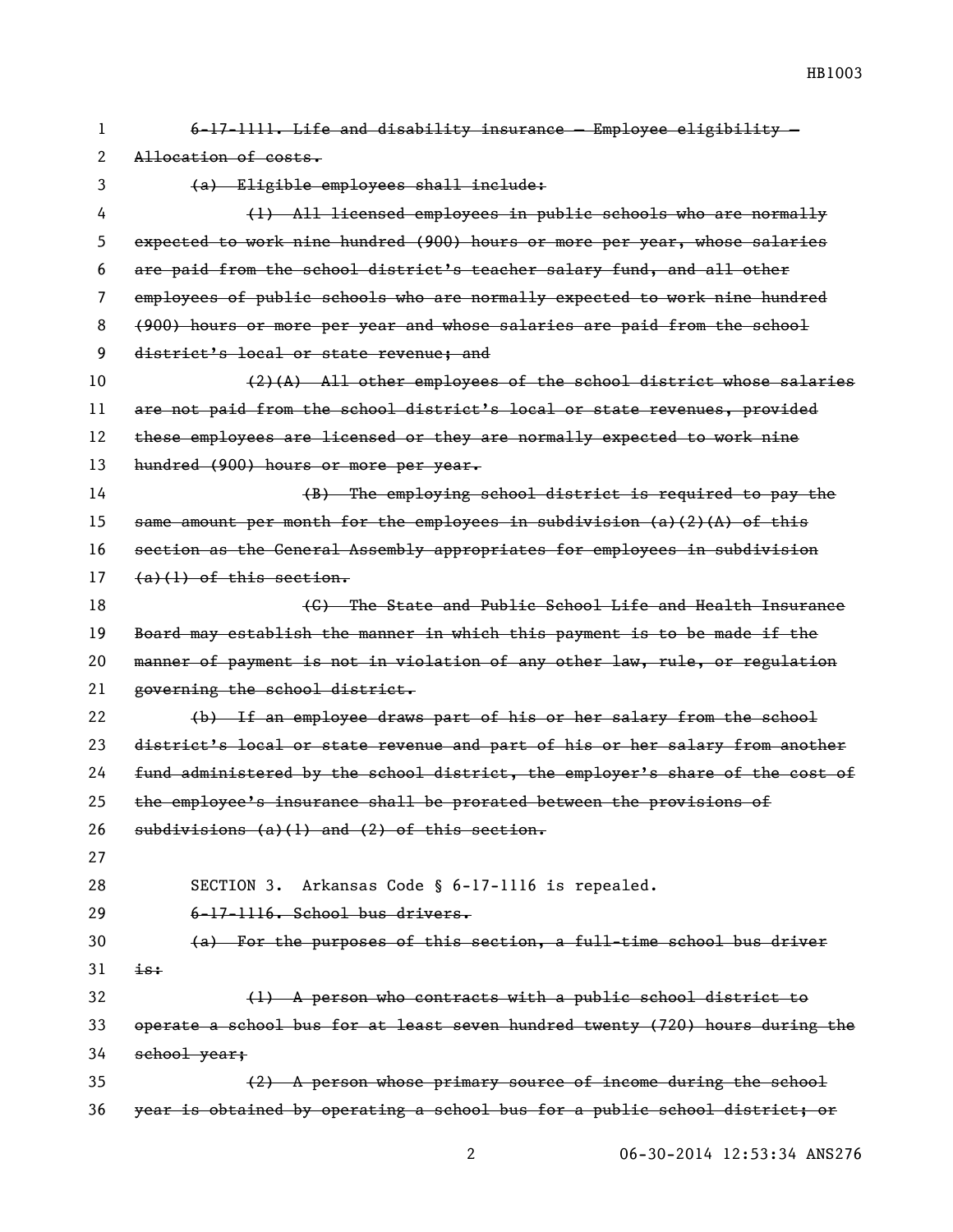~~6-17-1111. Life and disability insurance — Employee eligibility — Allocation of costs.~~

~~(a) Eligible employees shall include:~~

~~(1) All licensed employees in public schools who are normally expected to work nine hundred (900) hours or more per year, whose salaries are paid from the school district's teacher salary fund, and all other employees of public schools who are normally expected to work nine hundred (900) hours or more per year and whose salaries are paid from the school district's local or state revenue; and~~

~~(2)(A) All other employees of the school district whose salaries are not paid from the school district's local or state revenues, provided these employees are licensed or they are normally expected to work nine hundred (900) hours or more per year.~~

~~(B) The employing school district is required to pay the same amount per month for the employees in subdivision (a)(2)(A) of this section as the General Assembly appropriates for employees in subdivision (a)(1) of this section.~~

~~(C) The State and Public School Life and Health Insurance Board may establish the manner in which this payment is to be made if the manner of payment is not in violation of any other law, rule, or regulation governing the school district.~~

~~(b) If an employee draws part of his or her salary from the school district's local or state revenue and part of his or her salary from another fund administered by the school district, the employer's share of the cost of the employee's insurance shall be prorated between the provisions of subdivisions (a)(1) and (2) of this section.~~

SECTION 3. Arkansas Code § 6-17-1116 is repealed.

~~6-17-1116. School bus drivers.~~

~~(a) For the purposes of this section, a full-time school bus driver is:~~

~~(1) A person who contracts with a public school district to operate a school bus for at least seven hundred twenty (720) hours during the school year;~~

~~(2) A person whose primary source of income during the school year is obtained by operating a school bus for a public school district; or~~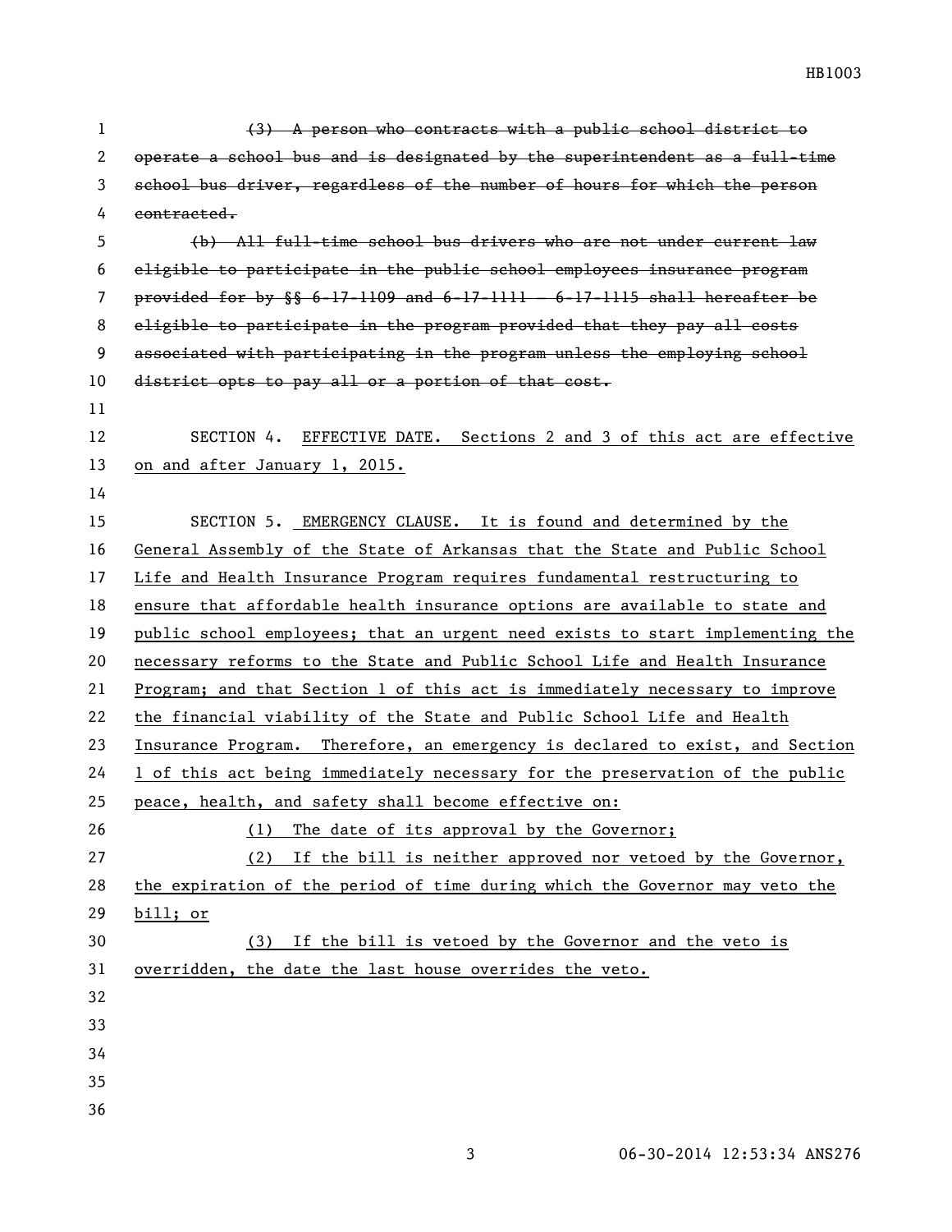~~(3) A person who contracts with a public school district to operate a school bus and is designated by the superintendent as a full-time school bus driver, regardless of the number of hours for which the person contracted.~~

~~(b) All full-time school bus drivers who are not under current law eligible to participate in the public school employees insurance program provided for by §§ 6-17-1109 and 6-17-1111 — 6-17-1115 shall hereafter be eligible to participate in the program provided that they pay all costs associated with participating in the program unless the employing school district opts to pay all or a portion of that cost.~~

SECTION 4. <u>EFFECTIVE DATE. Sections 2 and 3 of this act are effective on and after January 1, 2015.</u>

SECTION 5. <u>EMERGENCY CLAUSE. It is found and determined by the General Assembly of the State of Arkansas that the State and Public School Life and Health Insurance Program requires fundamental restructuring to ensure that affordable health insurance options are available to state and public school employees; that an urgent need exists to start implementing the necessary reforms to the State and Public School Life and Health Insurance Program; and that Section 1 of this act is immediately necessary to improve the financial viability of the State and Public School Life and Health Insurance Program. Therefore, an emergency is declared to exist, and Section 1 of this act being immediately necessary for the preservation of the public peace, health, and safety shall become effective on:</u>

<u>(1) The date of its approval by the Governor;</u>

<u>(2) If the bill is neither approved nor vetoed by the Governor, the expiration of the period of time during which the Governor may veto the bill; or</u>

<u>(3) If the bill is vetoed by the Governor and the veto is overridden, the date the last house overrides the veto.</u>